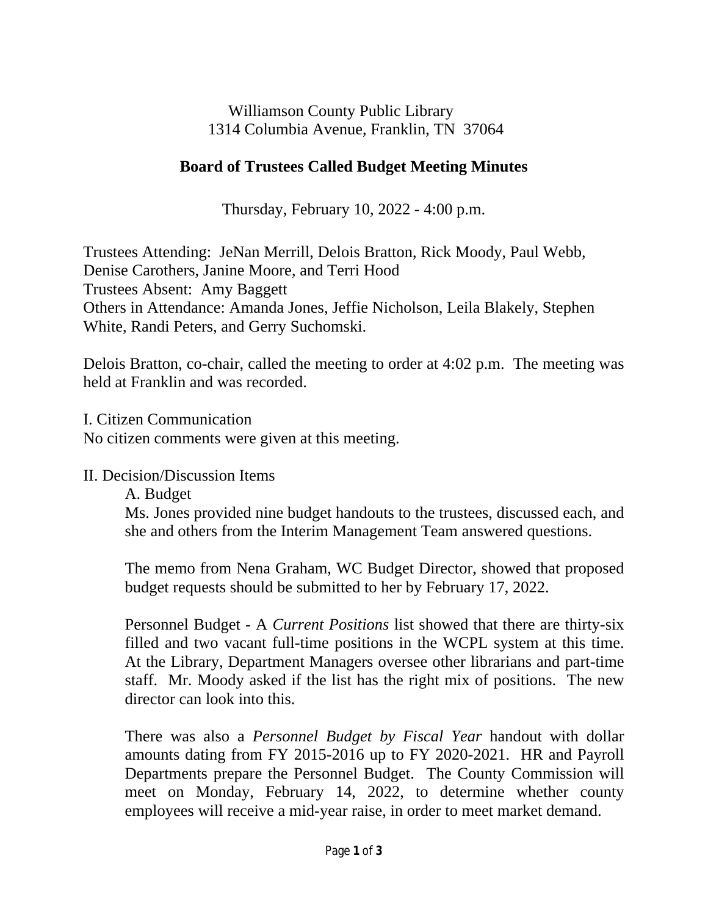Williamson County Public Library
1314 Columbia Avenue, Franklin, TN 37064

# Board of Trustees Called Budget Meeting Minutes

Thursday, February 10, 2022 - 4:00 p.m.

Trustees Attending: JeNan Merrill, Delois Bratton, Rick Moody, Paul Webb, Denise Carothers, Janine Moore, and Terri Hood
Trustees Absent: Amy Baggett
Others in Attendance: Amanda Jones, Jeffie Nicholson, Leila Blakely, Stephen White, Randi Peters, and Gerry Suchomski.

Delois Bratton, co-chair, called the meeting to order at 4:02 p.m. The meeting was held at Franklin and was recorded.

I. Citizen Communication
No citizen comments were given at this meeting.

II. Decision/Discussion Items

A. Budget

Ms. Jones provided nine budget handouts to the trustees, discussed each, and she and others from the Interim Management Team answered questions.

The memo from Nena Graham, WC Budget Director, showed that proposed budget requests should be submitted to her by February 17, 2022.

Personnel Budget - A *Current Positions* list showed that there are thirty-six filled and two vacant full-time positions in the WCPL system at this time. At the Library, Department Managers oversee other librarians and part-time staff. Mr. Moody asked if the list has the right mix of positions. The new director can look into this.

There was also a *Personnel Budget by Fiscal Year* handout with dollar amounts dating from FY 2015-2016 up to FY 2020-2021. HR and Payroll Departments prepare the Personnel Budget. The County Commission will meet on Monday, February 14, 2022, to determine whether county employees will receive a mid-year raise, in order to meet market demand.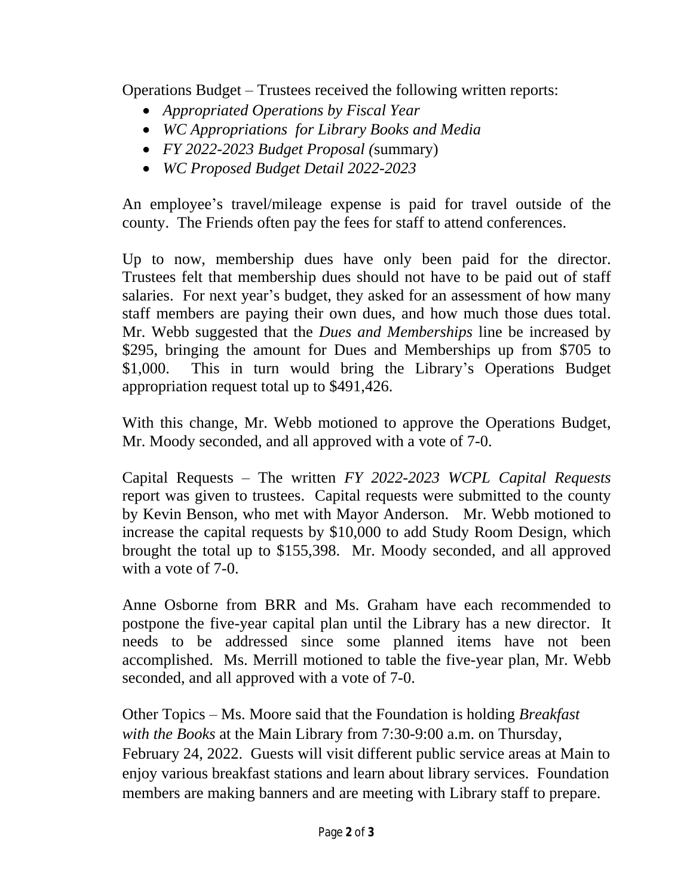Operations Budget – Trustees received the following written reports:

- *Appropriated Operations by Fiscal Year*
- *WC Appropriations for Library Books and Media*
- *FY 2022-2023 Budget Proposal (*summary)
- *WC Proposed Budget Detail 2022-2023*

An employee's travel/mileage expense is paid for travel outside of the county. The Friends often pay the fees for staff to attend conferences.

Up to now, membership dues have only been paid for the director. Trustees felt that membership dues should not have to be paid out of staff salaries. For next year's budget, they asked for an assessment of how many staff members are paying their own dues, and how much those dues total. Mr. Webb suggested that the *Dues and Memberships* line be increased by \$295, bringing the amount for Dues and Memberships up from \$705 to \$1,000. This in turn would bring the Library's Operations Budget appropriation request total up to \$491,426.

With this change, Mr. Webb motioned to approve the Operations Budget, Mr. Moody seconded, and all approved with a vote of 7-0.

Capital Requests – The written *FY 2022-2023 WCPL Capital Requests* report was given to trustees. Capital requests were submitted to the county by Kevin Benson, who met with Mayor Anderson. Mr. Webb motioned to increase the capital requests by \$10,000 to add Study Room Design, which brought the total up to \$155,398. Mr. Moody seconded, and all approved with a vote of 7-0.

Anne Osborne from BRR and Ms. Graham have each recommended to postpone the five-year capital plan until the Library has a new director. It needs to be addressed since some planned items have not been accomplished. Ms. Merrill motioned to table the five-year plan, Mr. Webb seconded, and all approved with a vote of 7-0.

Other Topics – Ms. Moore said that the Foundation is holding *Breakfast with the Books* at the Main Library from 7:30-9:00 a.m. on Thursday, February 24, 2022. Guests will visit different public service areas at Main to enjoy various breakfast stations and learn about library services. Foundation members are making banners and are meeting with Library staff to prepare.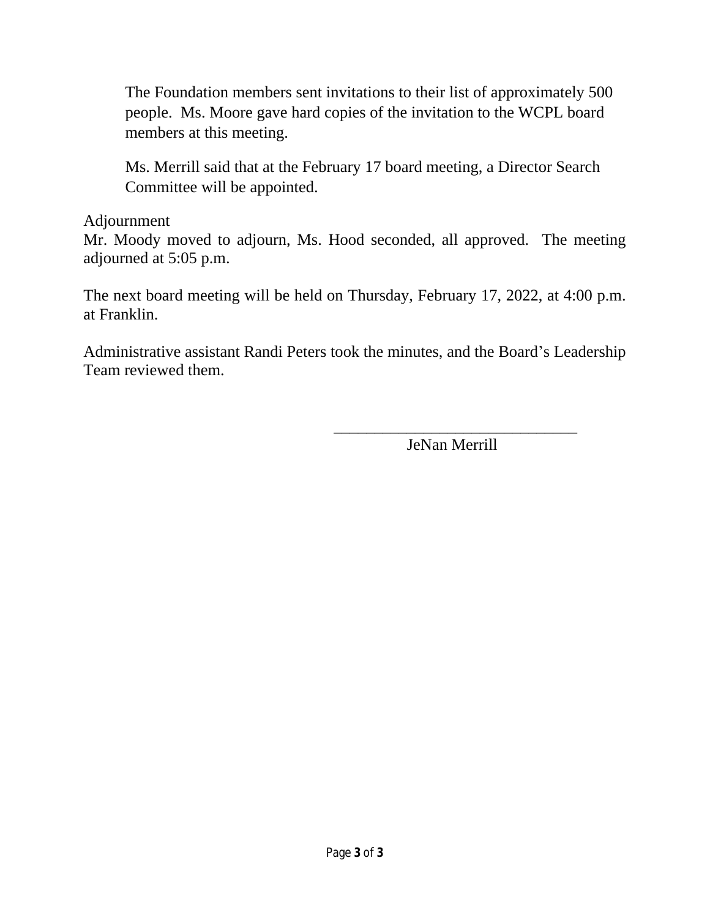The Foundation members sent invitations to their list of approximately 500 people. Ms. Moore gave hard copies of the invitation to the WCPL board members at this meeting.

Ms. Merrill said that at the February 17 board meeting, a Director Search Committee will be appointed.

Adjournment

Mr. Moody moved to adjourn, Ms. Hood seconded, all approved. The meeting adjourned at 5:05 p.m.

The next board meeting will be held on Thursday, February 17, 2022, at 4:00 p.m. at Franklin.

Administrative assistant Randi Peters took the minutes, and the Board's Leadership Team reviewed them.

\_\_\_\_\_\_\_\_\_\_\_\_\_\_\_\_\_\_\_\_\_\_\_\_\_\_\_\_\_\_\_

JeNan Merrill